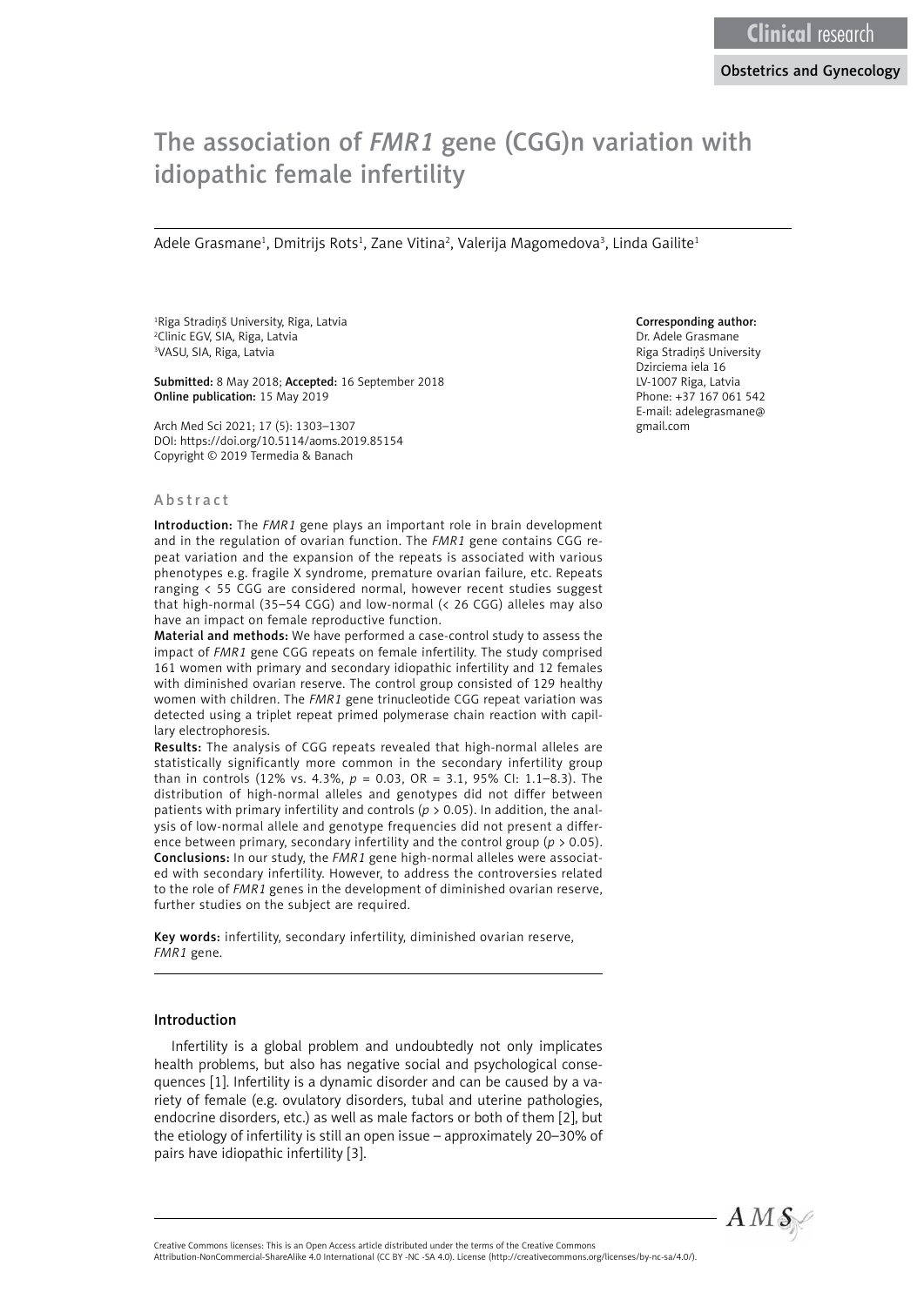# The association of *FMR1* gene (CGG)n variation with idiopathic female infertility

Adele Grasmane[1], Dmitrijs Rots[1], Zane Vitina[2], Valerija Magomedova[3], Linda Gailite[1]

[1]Riga Stradiņš University, Riga, Latvia
[2]Clinic EGV, SIA, Riga, Latvia
[3]VASU, SIA, Riga, Latvia

**Submitted:** 8 May 2018; **Accepted:** 16 September 2018
**Online publication:** 15 May 2019

Arch Med Sci 2021; 17 (5): 1303–1307
DOI: https://doi.org/10.5114/aoms.2019.85154
Copyright © 2019 Termedia & Banach

**Corresponding author:**
Dr. Adele Grasmane
Riga Stradiņš University
Dzirciema iela 16
LV-1007 Riga, Latvia
Phone: +37 167 061 542
E-mail: adelegrasmane@gmail.com

## Abstract

**Introduction:** The *FMR1* gene plays an important role in brain development and in the regulation of ovarian function. The *FMR1* gene contains CGG repeat variation and the expansion of the repeats is associated with various phenotypes e.g. fragile X syndrome, premature ovarian failure, etc. Repeats ranging < 55 CGG are considered normal, however recent studies suggest that high-normal (35–54 CGG) and low-normal (< 26 CGG) alleles may also have an impact on female reproductive function.

**Material and methods:** We have performed a case-control study to assess the impact of *FMR1* gene CGG repeats on female infertility. The study comprised 161 women with primary and secondary idiopathic infertility and 12 females with diminished ovarian reserve. The control group consisted of 129 healthy women with children. The *FMR1* gene trinucleotide CGG repeat variation was detected using a triplet repeat primed polymerase chain reaction with capillary electrophoresis.

**Results:** The analysis of CGG repeats revealed that high-normal alleles are statistically significantly more common in the secondary infertility group than in controls (12% vs. 4.3%, $p = 0.03$, OR = 3.1, 95% CI: 1.1–8.3). The distribution of high-normal alleles and genotypes did not differ between patients with primary infertility and controls ($p > 0.05$). In addition, the analysis of low-normal allele and genotype frequencies did not present a difference between primary, secondary infertility and the control group ($p > 0.05$).

**Conclusions:** In our study, the *FMR1* gene high-normal alleles were associated with secondary infertility. However, to address the controversies related to the role of *FMR1* genes in the development of diminished ovarian reserve, further studies on the subject are required.

**Key words:** infertility, secondary infertility, diminished ovarian reserve, *FMR1* gene.

## Introduction

Infertility is a global problem and undoubtedly not only implicates health problems, but also has negative social and psychological consequences [1]. Infertility is a dynamic disorder and can be caused by a variety of female (e.g. ovulatory disorders, tubal and uterine pathologies, endocrine disorders, etc.) as well as male factors or both of them [2], but the etiology of infertility is still an open issue – approximately 20–30% of pairs have idiopathic infertility [3].

Creative Commons licenses: This is an Open Access article distributed under the terms of the Creative Commons Attribution-NonCommercial-ShareAlike 4.0 International (CC BY -NC -SA 4.0). License (http://creativecommons.org/licenses/by-nc-sa/4.0/).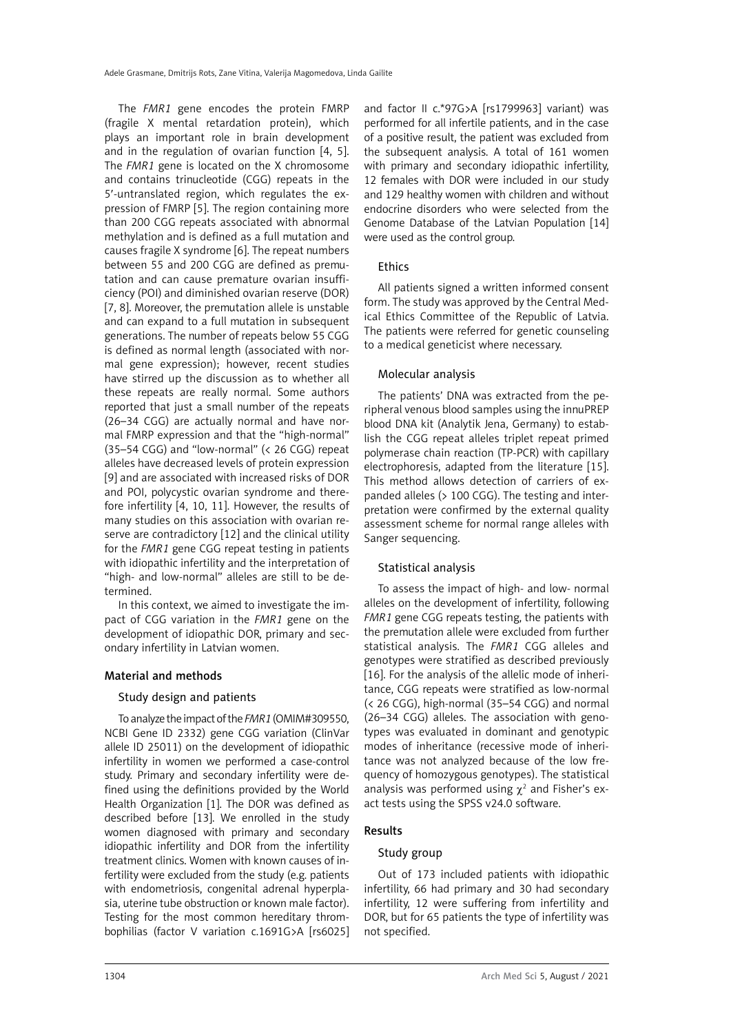The *FMR1* gene encodes the protein FMRP (fragile X mental retardation protein), which plays an important role in brain development and in the regulation of ovarian function [4, 5]. The *FMR1* gene is located on the X chromosome and contains trinucleotide (CGG) repeats in the 5′-untranslated region, which regulates the expression of FMRP [5]. The region containing more than 200 CGG repeats associated with abnormal methylation and is defined as a full mutation and causes fragile X syndrome [6]. The repeat numbers between 55 and 200 CGG are defined as premutation and can cause premature ovarian insufficiency (POI) and diminished ovarian reserve (DOR) [7, 8]. Moreover, the premutation allele is unstable and can expand to a full mutation in subsequent generations. The number of repeats below 55 CGG is defined as normal length (associated with normal gene expression); however, recent studies have stirred up the discussion as to whether all these repeats are really normal. Some authors reported that just a small number of the repeats (26–34 CGG) are actually normal and have normal FMRP expression and that the "high-normal" (35–54 CGG) and "low-normal" (< 26 CGG) repeat alleles have decreased levels of protein expression [9] and are associated with increased risks of DOR and POI, polycystic ovarian syndrome and therefore infertility [4, 10, 11]. However, the results of many studies on this association with ovarian reserve are contradictory [12] and the clinical utility for the *FMR1* gene CGG repeat testing in patients with idiopathic infertility and the interpretation of "high- and low-normal" alleles are still to be determined.

In this context, we aimed to investigate the impact of CGG variation in the *FMR1* gene on the development of idiopathic DOR, primary and secondary infertility in Latvian women.

## Material and methods

### Study design and patients

To analyze the impact of the *FMR1* (OMIM#309550, NCBI Gene ID 2332) gene CGG variation (ClinVar allele ID 25011) on the development of idiopathic infertility in women we performed a case-control study. Primary and secondary infertility were defined using the definitions provided by the World Health Organization [1]. The DOR was defined as described before [13]. We enrolled in the study women diagnosed with primary and secondary idiopathic infertility and DOR from the infertility treatment clinics. Women with known causes of infertility were excluded from the study (e.g. patients with endometriosis, congenital adrenal hyperplasia, uterine tube obstruction or known male factor). Testing for the most common hereditary thrombophilias (factor V variation c.1691G>A [rs6025] and factor II c.*97G>A [rs1799963] variant) was performed for all infertile patients, and in the case of a positive result, the patient was excluded from the subsequent analysis. A total of 161 women with primary and secondary idiopathic infertility, 12 females with DOR were included in our study and 129 healthy women with children and without endocrine disorders who were selected from the Genome Database of the Latvian Population [14] were used as the control group.

### Ethics

All patients signed a written informed consent form. The study was approved by the Central Medical Ethics Committee of the Republic of Latvia. The patients were referred for genetic counseling to a medical geneticist where necessary.

### Molecular analysis

The patients' DNA was extracted from the peripheral venous blood samples using the innuPREP blood DNA kit (Analytik Jena, Germany) to establish the CGG repeat alleles triplet repeat primed polymerase chain reaction (TP-PCR) with capillary electrophoresis, adapted from the literature [15]. This method allows detection of carriers of expanded alleles (> 100 CGG). The testing and interpretation were confirmed by the external quality assessment scheme for normal range alleles with Sanger sequencing.

### Statistical analysis

To assess the impact of high- and low- normal alleles on the development of infertility, following *FMR1* gene CGG repeats testing, the patients with the premutation allele were excluded from further statistical analysis. The *FMR1* CGG alleles and genotypes were stratified as described previously [16]. For the analysis of the allelic mode of inheritance, CGG repeats were stratified as low-normal (< 26 CGG), high-normal (35–54 CGG) and normal (26–34 CGG) alleles. The association with genotypes was evaluated in dominant and genotypic modes of inheritance (recessive mode of inheritance was not analyzed because of the low frequency of homozygous genotypes). The statistical analysis was performed using $\chi^2$ and Fisher's exact tests using the SPSS v24.0 software.

## Results

### Study group

Out of 173 included patients with idiopathic infertility, 66 had primary and 30 had secondary infertility, 12 were suffering from infertility and DOR, but for 65 patients the type of infertility was not specified.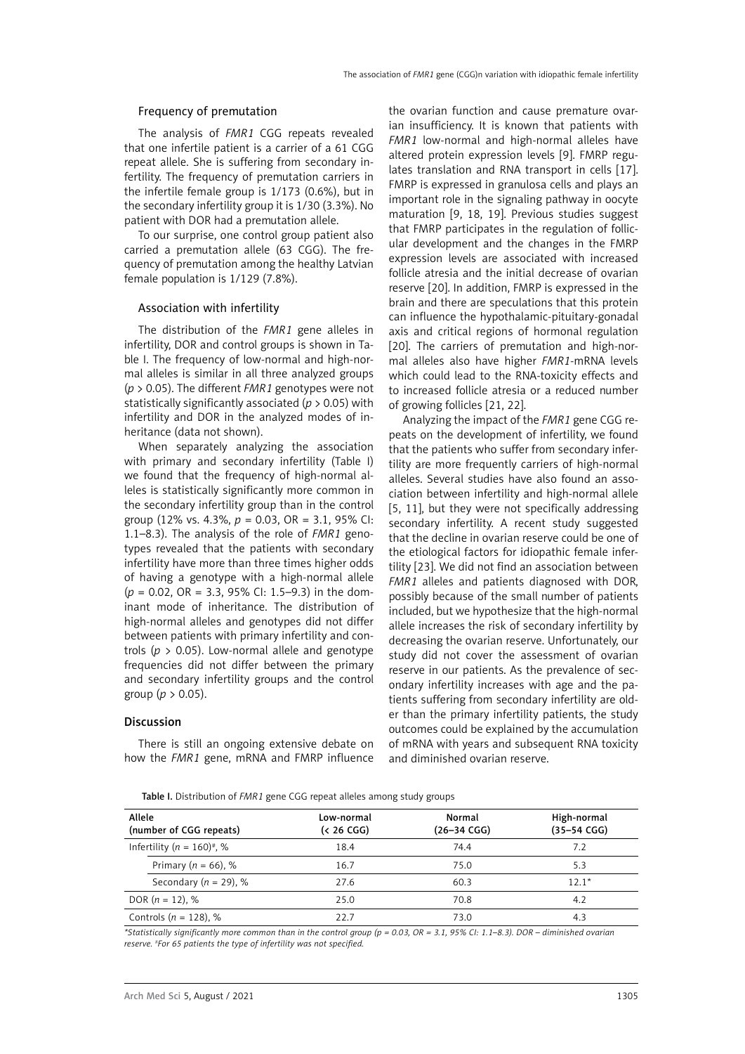### Frequency of premutation

The analysis of *FMR1* CGG repeats revealed that one infertile patient is a carrier of a 61 CGG repeat allele. She is suffering from secondary infertility. The frequency of premutation carriers in the infertile female group is 1/173 (0.6%), but in the secondary infertility group it is 1/30 (3.3%). No patient with DOR had a premutation allele.

To our surprise, one control group patient also carried a premutation allele (63 CGG). The frequency of premutation among the healthy Latvian female population is 1/129 (7.8%).

### Association with infertility

The distribution of the *FMR1* gene alleles in infertility, DOR and control groups is shown in Table I. The frequency of low-normal and high-normal alleles is similar in all three analyzed groups ($p > 0.05$). The different *FMR1* genotypes were not statistically significantly associated ($p > 0.05$) with infertility and DOR in the analyzed modes of inheritance (data not shown).

When separately analyzing the association with primary and secondary infertility (Table I) we found that the frequency of high-normal alleles is statistically significantly more common in the secondary infertility group than in the control group (12% vs. 4.3%, $p = 0.03$, OR = 3.1, 95% CI: 1.1–8.3). The analysis of the role of *FMR1* genotypes revealed that the patients with secondary infertility have more than three times higher odds of having a genotype with a high-normal allele ($p = 0.02$, OR = 3.3, 95% CI: 1.5–9.3) in the dominant mode of inheritance. The distribution of high-normal alleles and genotypes did not differ between patients with primary infertility and controls ($p > 0.05$). Low-normal allele and genotype frequencies did not differ between the primary and secondary infertility groups and the control group ($p > 0.05$).

## Discussion

There is still an ongoing extensive debate on how the *FMR1* gene, mRNA and FMRP influence the ovarian function and cause premature ovarian insufficiency. It is known that patients with *FMR1* low-normal and high-normal alleles have altered protein expression levels [9]. FMRP regulates translation and RNA transport in cells [17]. FMRP is expressed in granulosa cells and plays an important role in the signaling pathway in oocyte maturation [9, 18, 19]. Previous studies suggest that FMRP participates in the regulation of follicular development and the changes in the FMRP expression levels are associated with increased follicle atresia and the initial decrease of ovarian reserve [20]. In addition, FMRP is expressed in the brain and there are speculations that this protein can influence the hypothalamic-pituitary-gonadal axis and critical regions of hormonal regulation [20]. The carriers of premutation and high-normal alleles also have higher *FMR1*-mRNA levels which could lead to the RNA-toxicity effects and to increased follicle atresia or a reduced number of growing follicles [21, 22].

Analyzing the impact of the *FMR1* gene CGG repeats on the development of infertility, we found that the patients who suffer from secondary infertility are more frequently carriers of high-normal alleles. Several studies have also found an association between infertility and high-normal allele [5, 11], but they were not specifically addressing secondary infertility. A recent study suggested that the decline in ovarian reserve could be one of the etiological factors for idiopathic female infertility [23]. We did not find an association between *FMR1* alleles and patients diagnosed with DOR, possibly because of the small number of patients included, but we hypothesize that the high-normal allele increases the risk of secondary infertility by decreasing the ovarian reserve. Unfortunately, our study did not cover the assessment of ovarian reserve in our patients. As the prevalence of secondary infertility increases with age and the patients suffering from secondary infertility are older than the primary infertility patients, the study outcomes could be explained by the accumulation of mRNA with years and subsequent RNA toxicity and diminished ovarian reserve.

**Table I.** Distribution of *FMR1* gene CGG repeat alleles among study groups

| Allele (number of CGG repeats) | Low-normal (< 26 CGG) | Normal (26–34 CGG) | High-normal (35–54 CGG) |
|---|---|---|---|
| Infertility ($n = 160$)[#], % | 18.4 | 74.4 | 7.2 |
| Primary ($n = 66$), % | 16.7 | 75.0 | 5.3 |
| Secondary ($n = 29$), % | 27.6 | 60.3 | 12.1* |
| DOR ($n = 12$), % | 25.0 | 70.8 | 4.2 |
| Controls ($n = 128$), % | 22.7 | 73.0 | 4.3 |

*\*Statistically significantly more common than in the control group (p = 0.03, OR = 3.1, 95% CI: 1.1–8.3). DOR – diminished ovarian reserve. [#]For 65 patients the type of infertility was not specified.*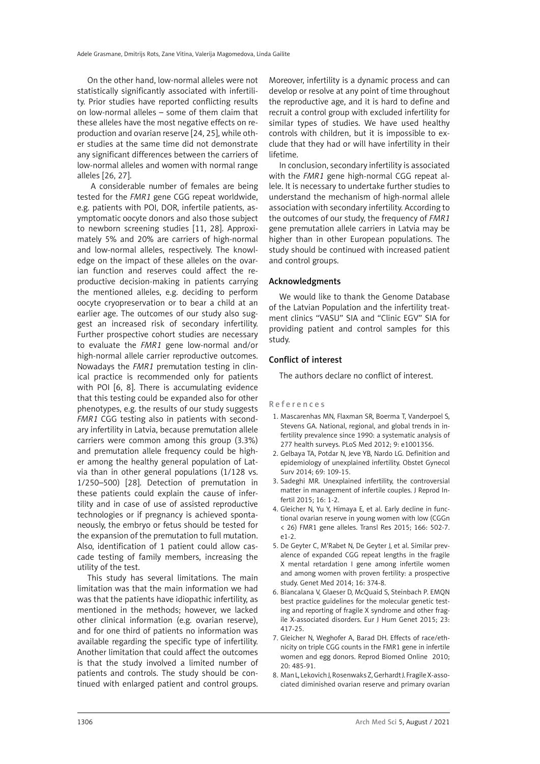On the other hand, low-normal alleles were not statistically significantly associated with infertility. Prior studies have reported conflicting results on low-normal alleles – some of them claim that these alleles have the most negative effects on reproduction and ovarian reserve [24, 25], while other studies at the same time did not demonstrate any significant differences between the carriers of low-normal alleles and women with normal range alleles [26, 27].

A considerable number of females are being tested for the *FMR1* gene CGG repeat worldwide, e.g. patients with POI, DOR, infertile patients, asymptomatic oocyte donors and also those subject to newborn screening studies [11, 28]. Approximately 5% and 20% are carriers of high-normal and low-normal alleles, respectively. The knowledge on the impact of these alleles on the ovarian function and reserves could affect the reproductive decision-making in patients carrying the mentioned alleles, e.g. deciding to perform oocyte cryopreservation or to bear a child at an earlier age. The outcomes of our study also suggest an increased risk of secondary infertility. Further prospective cohort studies are necessary to evaluate the *FMR1* gene low-normal and/or high-normal allele carrier reproductive outcomes. Nowadays the *FMR1* premutation testing in clinical practice is recommended only for patients with POI [6, 8]. There is accumulating evidence that this testing could be expanded also for other phenotypes, e.g. the results of our study suggests *FMR1* CGG testing also in patients with secondary infertility in Latvia, because premutation allele carriers were common among this group (3.3%) and premutation allele frequency could be higher among the healthy general population of Latvia than in other general populations (1/128 vs. 1/250–500) [28]. Detection of premutation in these patients could explain the cause of infertility and in case of use of assisted reproductive technologies or if pregnancy is achieved spontaneously, the embryo or fetus should be tested for the expansion of the premutation to full mutation. Also, identification of 1 patient could allow cascade testing of family members, increasing the utility of the test.

This study has several limitations. The main limitation was that the main information we had was that the patients have idiopathic infertility, as mentioned in the methods; however, we lacked other clinical information (e.g. ovarian reserve), and for one third of patients no information was available regarding the specific type of infertility. Another limitation that could affect the outcomes is that the study involved a limited number of patients and controls. The study should be continued with enlarged patient and control groups. Moreover, infertility is a dynamic process and can develop or resolve at any point of time throughout the reproductive age, and it is hard to define and recruit a control group with excluded infertility for similar types of studies. We have used healthy controls with children, but it is impossible to exclude that they had or will have infertility in their lifetime.

In conclusion, secondary infertility is associated with the *FMR1* gene high-normal CGG repeat allele. It is necessary to undertake further studies to understand the mechanism of high-normal allele association with secondary infertility. According to the outcomes of our study, the frequency of *FMR1* gene premutation allele carriers in Latvia may be higher than in other European populations. The study should be continued with increased patient and control groups.

## Acknowledgments

We would like to thank the Genome Database of the Latvian Population and the infertility treatment clinics "VASU" SIA and "Clinic EGV" SIA for providing patient and control samples for this study.

## Conflict of interest

The authors declare no conflict of interest.

## References

1. Mascarenhas MN, Flaxman SR, Boerma T, Vanderpoel S, Stevens GA. National, regional, and global trends in infertility prevalence since 1990: a systematic analysis of 277 health surveys. PLoS Med 2012; 9: e1001356.
2. Gelbaya TA, Potdar N, Jeve YB, Nardo LG. Definition and epidemiology of unexplained infertility. Obstet Gynecol Surv 2014; 69: 109-15.
3. Sadeghi MR. Unexplained infertility, the controversial matter in management of infertile couples. J Reprod Infertil 2015; 16: 1-2.
4. Gleicher N, Yu Y, Himaya E, et al. Early decline in functional ovarian reserve in young women with low (CGGn < 26) FMR1 gene alleles. Transl Res 2015; 166: 502-7. e1-2.
5. De Geyter C, M'Rabet N, De Geyter J, et al. Similar prevalence of expanded CGG repeat lengths in the fragile X mental retardation I gene among infertile women and among women with proven fertility: a prospective study. Genet Med 2014; 16: 374-8.
6. Biancalana V, Glaeser D, McQuaid S, Steinbach P. EMQN best practice guidelines for the molecular genetic testing and reporting of fragile X syndrome and other fragile X-associated disorders. Eur J Hum Genet 2015; 23: 417-25.
7. Gleicher N, Weghofer A, Barad DH. Effects of race/ethnicity on triple CGG counts in the FMR1 gene in infertile women and egg donors. Reprod Biomed Online 2010; 20: 485-91.
8. Man L, Lekovich J, Rosenwaks Z, Gerhardt J. Fragile X-associated diminished ovarian reserve and primary ovarian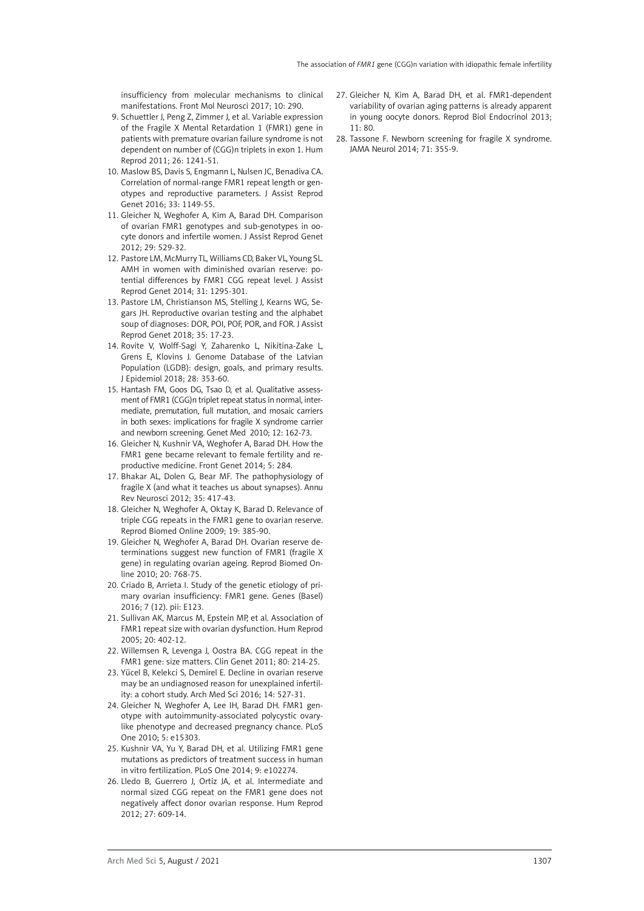insufficiency from molecular mechanisms to clinical manifestations. Front Mol Neurosci 2017; 10: 290.

9. Schuettler J, Peng Z, Zimmer J, et al. Variable expression of the Fragile X Mental Retardation 1 (FMR1) gene in patients with premature ovarian failure syndrome is not dependent on number of (CGG)n triplets in exon 1. Hum Reprod 2011; 26: 1241-51.
10. Maslow BS, Davis S, Engmann L, Nulsen JC, Benadiva CA. Correlation of normal-range FMR1 repeat length or genotypes and reproductive parameters. J Assist Reprod Genet 2016; 33: 1149-55.
11. Gleicher N, Weghofer A, Kim A, Barad DH. Comparison of ovarian FMR1 genotypes and sub-genotypes in oocyte donors and infertile women. J Assist Reprod Genet 2012; 29: 529-32.
12. Pastore LM, McMurry TL, Williams CD, Baker VL, Young SL. AMH in women with diminished ovarian reserve: potential differences by FMR1 CGG repeat level. J Assist Reprod Genet 2014; 31: 1295-301.
13. Pastore LM, Christianson MS, Stelling J, Kearns WG, Segars JH. Reproductive ovarian testing and the alphabet soup of diagnoses: DOR, POI, POF, POR, and FOR. J Assist Reprod Genet 2018; 35: 17-23.
14. Rovite V, Wolff-Sagi Y, Zaharenko L, Nikitina-Zake L, Grens E, Klovins J. Genome Database of the Latvian Population (LGDB): design, goals, and primary results. J Epidemiol 2018; 28: 353-60.
15. Hantash FM, Goos DG, Tsao D, et al. Qualitative assessment of FMR1 (CGG)n triplet repeat status in normal, intermediate, premutation, full mutation, and mosaic carriers in both sexes: implications for fragile X syndrome carrier and newborn screening. Genet Med 2010; 12: 162-73.
16. Gleicher N, Kushnir VA, Weghofer A, Barad DH. How the FMR1 gene became relevant to female fertility and reproductive medicine. Front Genet 2014; 5: 284.
17. Bhakar AL, Dolen G, Bear MF. The pathophysiology of fragile X (and what it teaches us about synapses). Annu Rev Neurosci 2012; 35: 417-43.
18. Gleicher N, Weghofer A, Oktay K, Barad D. Relevance of triple CGG repeats in the FMR1 gene to ovarian reserve. Reprod Biomed Online 2009; 19: 385-90.
19. Gleicher N, Weghofer A, Barad DH. Ovarian reserve determinations suggest new function of FMR1 (fragile X gene) in regulating ovarian ageing. Reprod Biomed Online 2010; 20: 768-75.
20. Criado B, Arrieta I. Study of the genetic etiology of primary ovarian insufficiency: FMR1 gene. Genes (Basel) 2016; 7 (12). pii: E123.
21. Sullivan AK, Marcus M, Epstein MP, et al. Association of FMR1 repeat size with ovarian dysfunction. Hum Reprod 2005; 20: 402-12.
22. Willemsen R, Levenga J, Oostra BA. CGG repeat in the FMR1 gene: size matters. Clin Genet 2011; 80: 214-25.
23. Yücel B, Kelekci S, Demirel E. Decline in ovarian reserve may be an undiagnosed reason for unexplained infertility: a cohort study. Arch Med Sci 2016; 14: 527-31.
24. Gleicher N, Weghofer A, Lee IH, Barad DH. FMR1 genotype with autoimmunity-associated polycystic ovary-like phenotype and decreased pregnancy chance. PLoS One 2010; 5: e15303.
25. Kushnir VA, Yu Y, Barad DH, et al. Utilizing FMR1 gene mutations as predictors of treatment success in human in vitro fertilization. PLoS One 2014; 9: e102274.
26. Lledo B, Guerrero J, Ortiz JA, et al. Intermediate and normal sized CGG repeat on the FMR1 gene does not negatively affect donor ovarian response. Hum Reprod 2012; 27: 609-14.
27. Gleicher N, Kim A, Barad DH, et al. FMR1-dependent variability of ovarian aging patterns is already apparent in young oocyte donors. Reprod Biol Endocrinol 2013; 11: 80.
28. Tassone F. Newborn screening for fragile X syndrome. JAMA Neurol 2014; 71: 355-9.